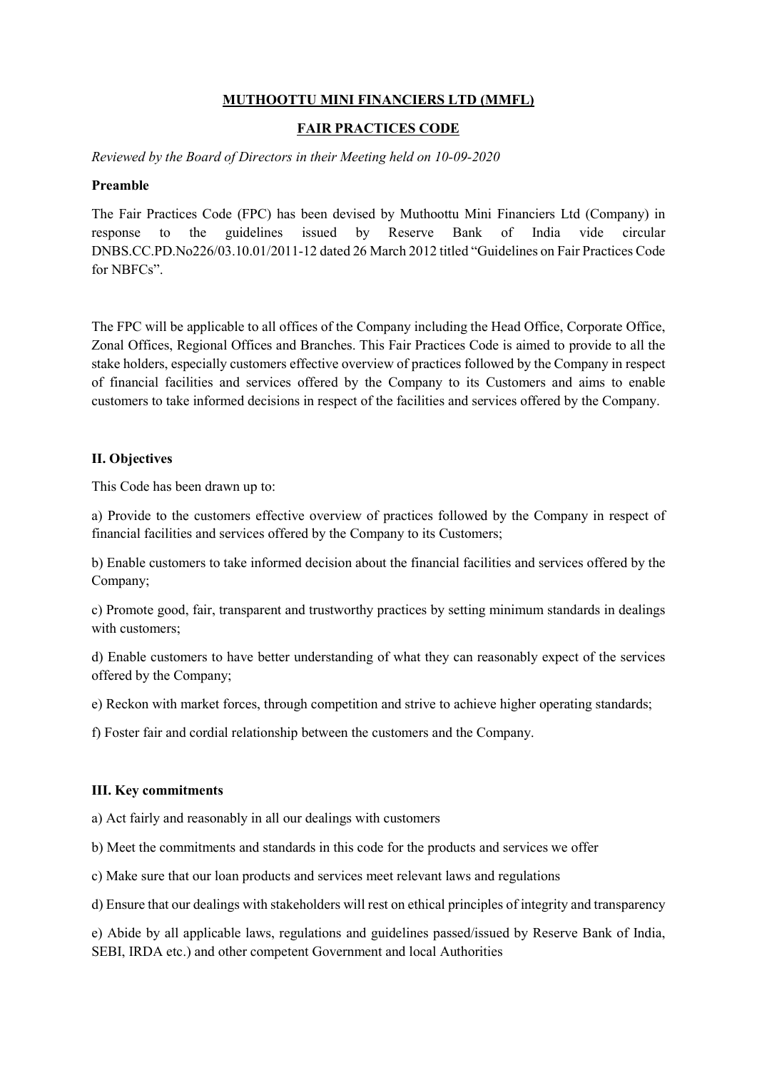# MUTHOOTTU MINI FINANCIERS LTD (MMFL)

## FAIR PRACTICES CODE

*Reviewed by the Board of Directors in their Meeting held on 10-09-2020*

**Preamble**

The Fair Practices Code (FPC) has been devised by Muthoottu Mini Financiers Ltd (Company) in response to the guidelines issued by Reserve Bank of India vide circular DNBS.CC.PD.No226/03.10.01/2011-12 dated 26 March 2012 titled "Guidelines on Fair Practices Code for NBFCs".

The FPC will be applicable to all offices of the Company including the Head Office, Corporate Office, Zonal Offices, Regional Offices and Branches. This Fair Practices Code is aimed to provide to all the stake holders, especially customers effective overview of practices followed by the Company in respect of financial facilities and services offered by the Company to its Customers and aims to enable customers to take informed decisions in respect of the facilities and services offered by the Company.

**II. Objectives**

This Code has been drawn up to:

a) Provide to the customers effective overview of practices followed by the Company in respect of financial facilities and services offered by the Company to its Customers;

b) Enable customers to take informed decision about the financial facilities and services offered by the Company;

c) Promote good, fair, transparent and trustworthy practices by setting minimum standards in dealings with customers;

d) Enable customers to have better understanding of what they can reasonably expect of the services offered by the Company;

e) Reckon with market forces, through competition and strive to achieve higher operating standards;

f) Foster fair and cordial relationship between the customers and the Company.

**III. Key commitments**

a) Act fairly and reasonably in all our dealings with customers

b) Meet the commitments and standards in this code for the products and services we offer

c) Make sure that our loan products and services meet relevant laws and regulations

d) Ensure that our dealings with stakeholders will rest on ethical principles of integrity and transparency

e) Abide by all applicable laws, regulations and guidelines passed/issued by Reserve Bank of India, SEBI, IRDA etc.) and other competent Government and local Authorities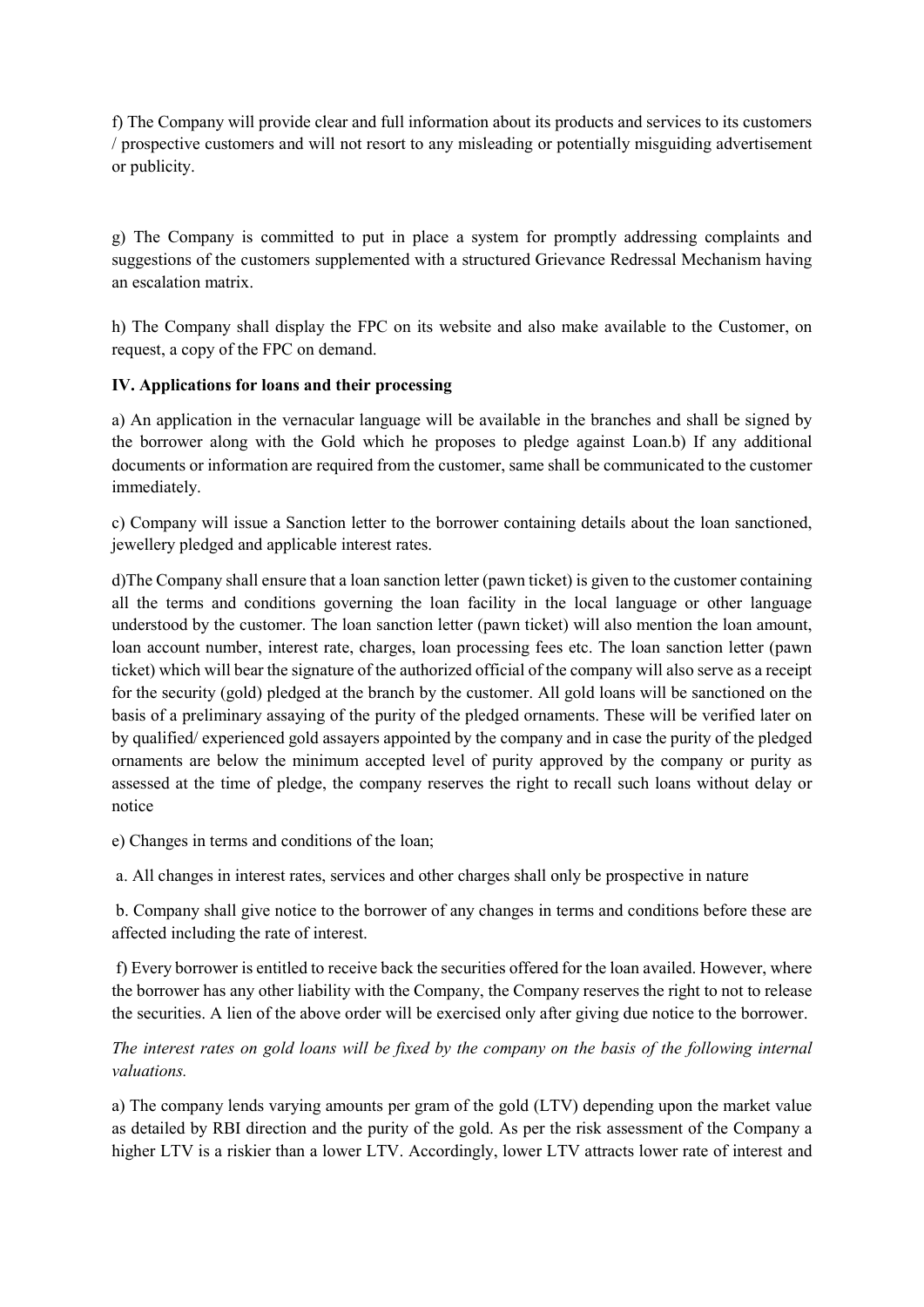f) The Company will provide clear and full information about its products and services to its customers / prospective customers and will not resort to any misleading or potentially misguiding advertisement or publicity.

g) The Company is committed to put in place a system for promptly addressing complaints and suggestions of the customers supplemented with a structured Grievance Redressal Mechanism having an escalation matrix.

h) The Company shall display the FPC on its website and also make available to the Customer, on request, a copy of the FPC on demand.

**IV. Applications for loans and their processing**

a) An application in the vernacular language will be available in the branches and shall be signed by the borrower along with the Gold which he proposes to pledge against Loan.b) If any additional documents or information are required from the customer, same shall be communicated to the customer immediately.

c) Company will issue a Sanction letter to the borrower containing details about the loan sanctioned, jewellery pledged and applicable interest rates.

d)The Company shall ensure that a loan sanction letter (pawn ticket) is given to the customer containing all the terms and conditions governing the loan facility in the local language or other language understood by the customer. The loan sanction letter (pawn ticket) will also mention the loan amount, loan account number, interest rate, charges, loan processing fees etc. The loan sanction letter (pawn ticket) which will bear the signature of the authorized official of the company will also serve as a receipt for the security (gold) pledged at the branch by the customer. All gold loans will be sanctioned on the basis of a preliminary assaying of the purity of the pledged ornaments. These will be verified later on by qualified/ experienced gold assayers appointed by the company and in case the purity of the pledged ornaments are below the minimum accepted level of purity approved by the company or purity as assessed at the time of pledge, the company reserves the right to recall such loans without delay or notice

e) Changes in terms and conditions of the loan;

a. All changes in interest rates, services and other charges shall only be prospective in nature

b. Company shall give notice to the borrower of any changes in terms and conditions before these are affected including the rate of interest.

f) Every borrower is entitled to receive back the securities offered for the loan availed. However, where the borrower has any other liability with the Company, the Company reserves the right to not to release the securities. A lien of the above order will be exercised only after giving due notice to the borrower.

*The interest rates on gold loans will be fixed by the company on the basis of the following internal valuations.*

a) The company lends varying amounts per gram of the gold (LTV) depending upon the market value as detailed by RBI direction and the purity of the gold. As per the risk assessment of the Company a higher LTV is a riskier than a lower LTV. Accordingly, lower LTV attracts lower rate of interest and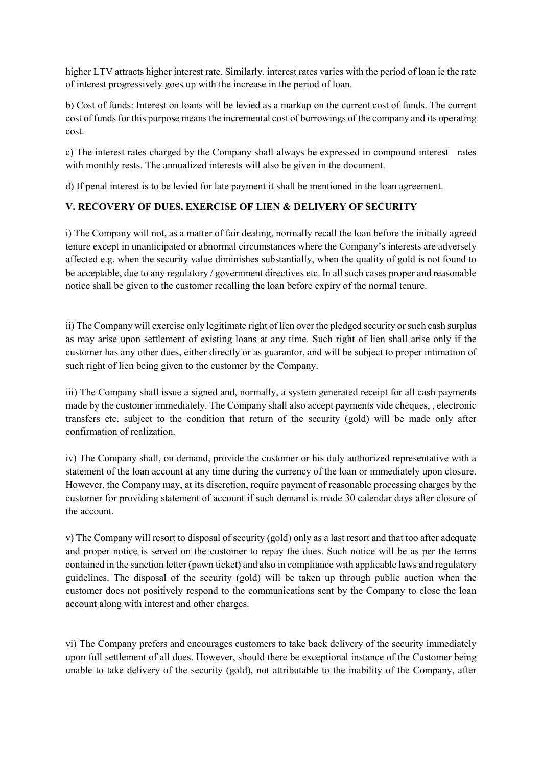higher LTV attracts higher interest rate. Similarly, interest rates varies with the period of loan ie the rate of interest progressively goes up with the increase in the period of loan.

b) Cost of funds: Interest on loans will be levied as a markup on the current cost of funds. The current cost of funds for this purpose means the incremental cost of borrowings of the company and its operating cost.

c) The interest rates charged by the Company shall always be expressed in compound interest rates with monthly rests. The annualized interests will also be given in the document.

d) If penal interest is to be levied for late payment it shall be mentioned in the loan agreement.

### V. RECOVERY OF DUES, EXERCISE OF LIEN & DELIVERY OF SECURITY

i) The Company will not, as a matter of fair dealing, normally recall the loan before the initially agreed tenure except in unanticipated or abnormal circumstances where the Company's interests are adversely affected e.g. when the security value diminishes substantially, when the quality of gold is not found to be acceptable, due to any regulatory / government directives etc. In all such cases proper and reasonable notice shall be given to the customer recalling the loan before expiry of the normal tenure.

ii) The Company will exercise only legitimate right of lien over the pledged security or such cash surplus as may arise upon settlement of existing loans at any time. Such right of lien shall arise only if the customer has any other dues, either directly or as guarantor, and will be subject to proper intimation of such right of lien being given to the customer by the Company.

iii) The Company shall issue a signed and, normally, a system generated receipt for all cash payments made by the customer immediately. The Company shall also accept payments vide cheques, , electronic transfers etc. subject to the condition that return of the security (gold) will be made only after confirmation of realization.

iv) The Company shall, on demand, provide the customer or his duly authorized representative with a statement of the loan account at any time during the currency of the loan or immediately upon closure. However, the Company may, at its discretion, require payment of reasonable processing charges by the customer for providing statement of account if such demand is made 30 calendar days after closure of the account.

v) The Company will resort to disposal of security (gold) only as a last resort and that too after adequate and proper notice is served on the customer to repay the dues. Such notice will be as per the terms contained in the sanction letter (pawn ticket) and also in compliance with applicable laws and regulatory guidelines. The disposal of the security (gold) will be taken up through public auction when the customer does not positively respond to the communications sent by the Company to close the loan account along with interest and other charges.

vi) The Company prefers and encourages customers to take back delivery of the security immediately upon full settlement of all dues. However, should there be exceptional instance of the Customer being unable to take delivery of the security (gold), not attributable to the inability of the Company, after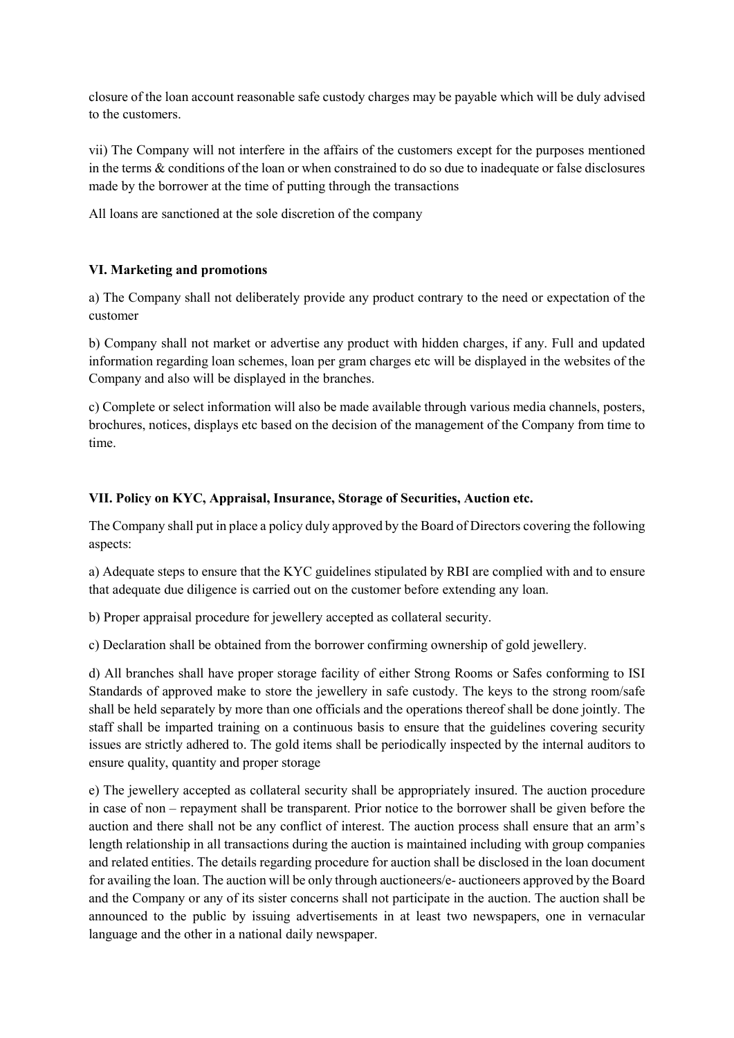closure of the loan account reasonable safe custody charges may be payable which will be duly advised to the customers.

vii) The Company will not interfere in the affairs of the customers except for the purposes mentioned in the terms & conditions of the loan or when constrained to do so due to inadequate or false disclosures made by the borrower at the time of putting through the transactions

All loans are sanctioned at the sole discretion of the company

### VI. Marketing and promotions

a) The Company shall not deliberately provide any product contrary to the need or expectation of the customer

b) Company shall not market or advertise any product with hidden charges, if any. Full and updated information regarding loan schemes, loan per gram charges etc will be displayed in the websites of the Company and also will be displayed in the branches.

c) Complete or select information will also be made available through various media channels, posters, brochures, notices, displays etc based on the decision of the management of the Company from time to time.

### VII. Policy on KYC, Appraisal, Insurance, Storage of Securities, Auction etc.

The Company shall put in place a policy duly approved by the Board of Directors covering the following aspects:

a) Adequate steps to ensure that the KYC guidelines stipulated by RBI are complied with and to ensure that adequate due diligence is carried out on the customer before extending any loan.

b) Proper appraisal procedure for jewellery accepted as collateral security.

c) Declaration shall be obtained from the borrower confirming ownership of gold jewellery.

d) All branches shall have proper storage facility of either Strong Rooms or Safes conforming to ISI Standards of approved make to store the jewellery in safe custody. The keys to the strong room/safe shall be held separately by more than one officials and the operations thereof shall be done jointly. The staff shall be imparted training on a continuous basis to ensure that the guidelines covering security issues are strictly adhered to. The gold items shall be periodically inspected by the internal auditors to ensure quality, quantity and proper storage

e) The jewellery accepted as collateral security shall be appropriately insured. The auction procedure in case of non – repayment shall be transparent. Prior notice to the borrower shall be given before the auction and there shall not be any conflict of interest. The auction process shall ensure that an arm's length relationship in all transactions during the auction is maintained including with group companies and related entities. The details regarding procedure for auction shall be disclosed in the loan document for availing the loan. The auction will be only through auctioneers/e- auctioneers approved by the Board and the Company or any of its sister concerns shall not participate in the auction. The auction shall be announced to the public by issuing advertisements in at least two newspapers, one in vernacular language and the other in a national daily newspaper.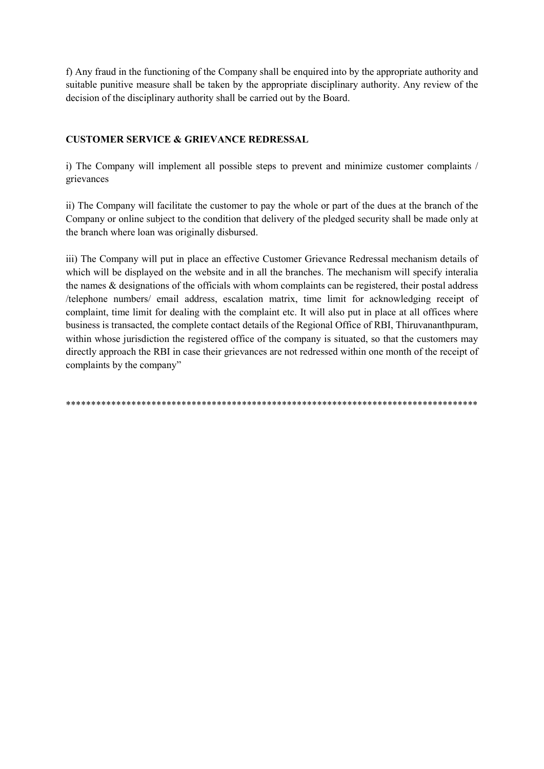f) Any fraud in the functioning of the Company shall be enquired into by the appropriate authority and suitable punitive measure shall be taken by the appropriate disciplinary authority. Any review of the decision of the disciplinary authority shall be carried out by the Board.

**CUSTOMER SERVICE & GRIEVANCE REDRESSAL**

i) The Company will implement all possible steps to prevent and minimize customer complaints / grievances

ii) The Company will facilitate the customer to pay the whole or part of the dues at the branch of the Company or online subject to the condition that delivery of the pledged security shall be made only at the branch where loan was originally disbursed.

iii) The Company will put in place an effective Customer Grievance Redressal mechanism details of which will be displayed on the website and in all the branches. The mechanism will specify interalia the names & designations of the officials with whom complaints can be registered, their postal address /telephone numbers/ email address, escalation matrix, time limit for acknowledging receipt of complaint, time limit for dealing with the complaint etc. It will also put in place at all offices where business is transacted, the complete contact details of the Regional Office of RBI, Thiruvananthpuram, within whose jurisdiction the registered office of the company is situated, so that the customers may directly approach the RBI in case their grievances are not redressed within one month of the receipt of complaints by the company"

************************************************************************************